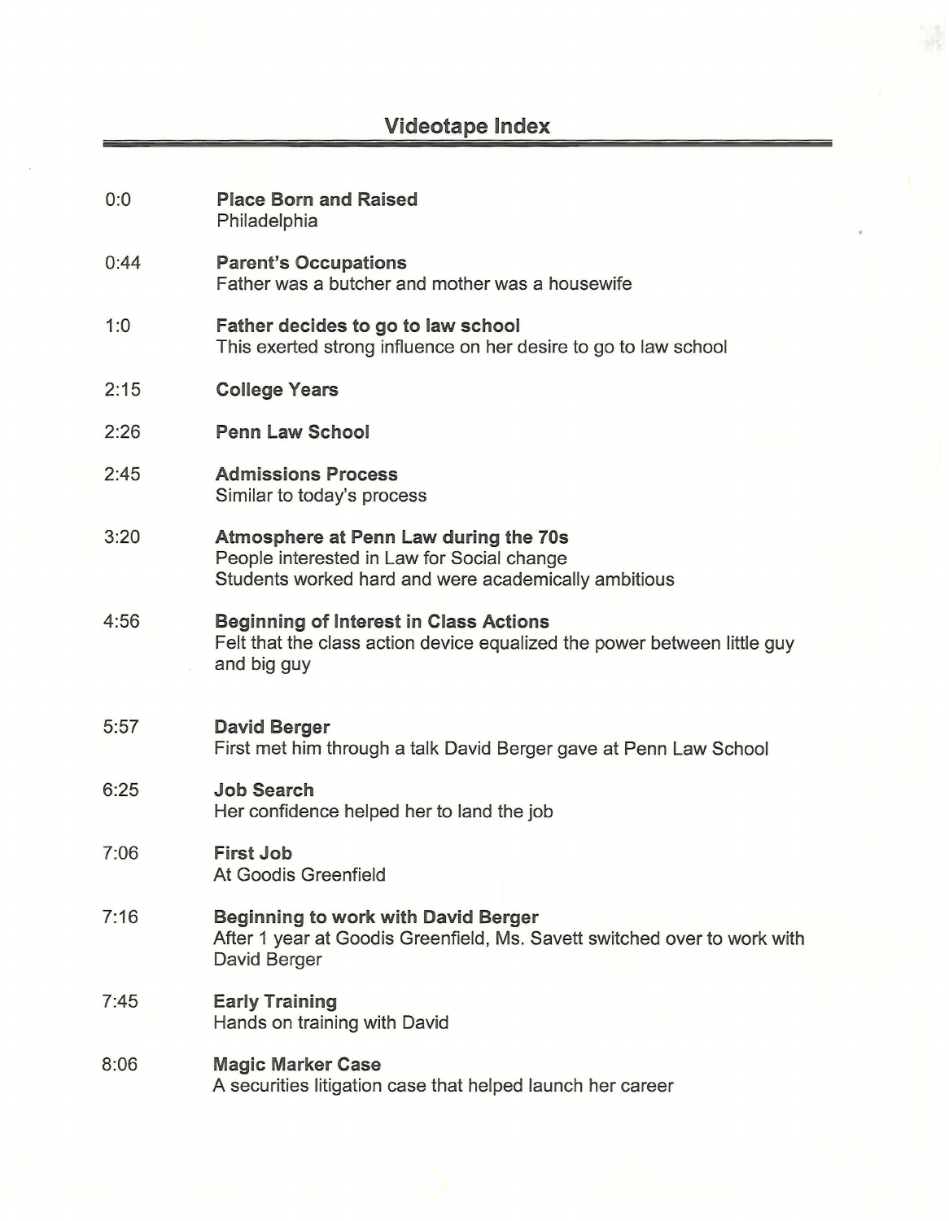## Videotape Index

0:0 **Place Born and Raised**
Philadelphia

0:44 **Parent's Occupations**
Father was a butcher and mother was a housewife

1:0 **Father decides to go to law school**
This exerted strong influence on her desire to go to law school

2:15 **College Years**

2:26 **Penn Law School**

2:45 **Admissions Process**
Similar to today's process

3:20 **Atmosphere at Penn Law during the 70s**
People interested in Law for Social change
Students worked hard and were academically ambitious

4:56 **Beginning of Interest in Class Actions**
Felt that the class action device equalized the power between little guy and big guy

5:57 **David Berger**
First met him through a talk David Berger gave at Penn Law School

6:25 **Job Search**
Her confidence helped her to land the job

7:06 **First Job**
At Goodis Greenfield

7:16 **Beginning to work with David Berger**
After 1 year at Goodis Greenfield, Ms. Savett switched over to work with David Berger

7:45 **Early Training**
Hands on training with David

8:06 **Magic Marker Case**
A securities litigation case that helped launch her career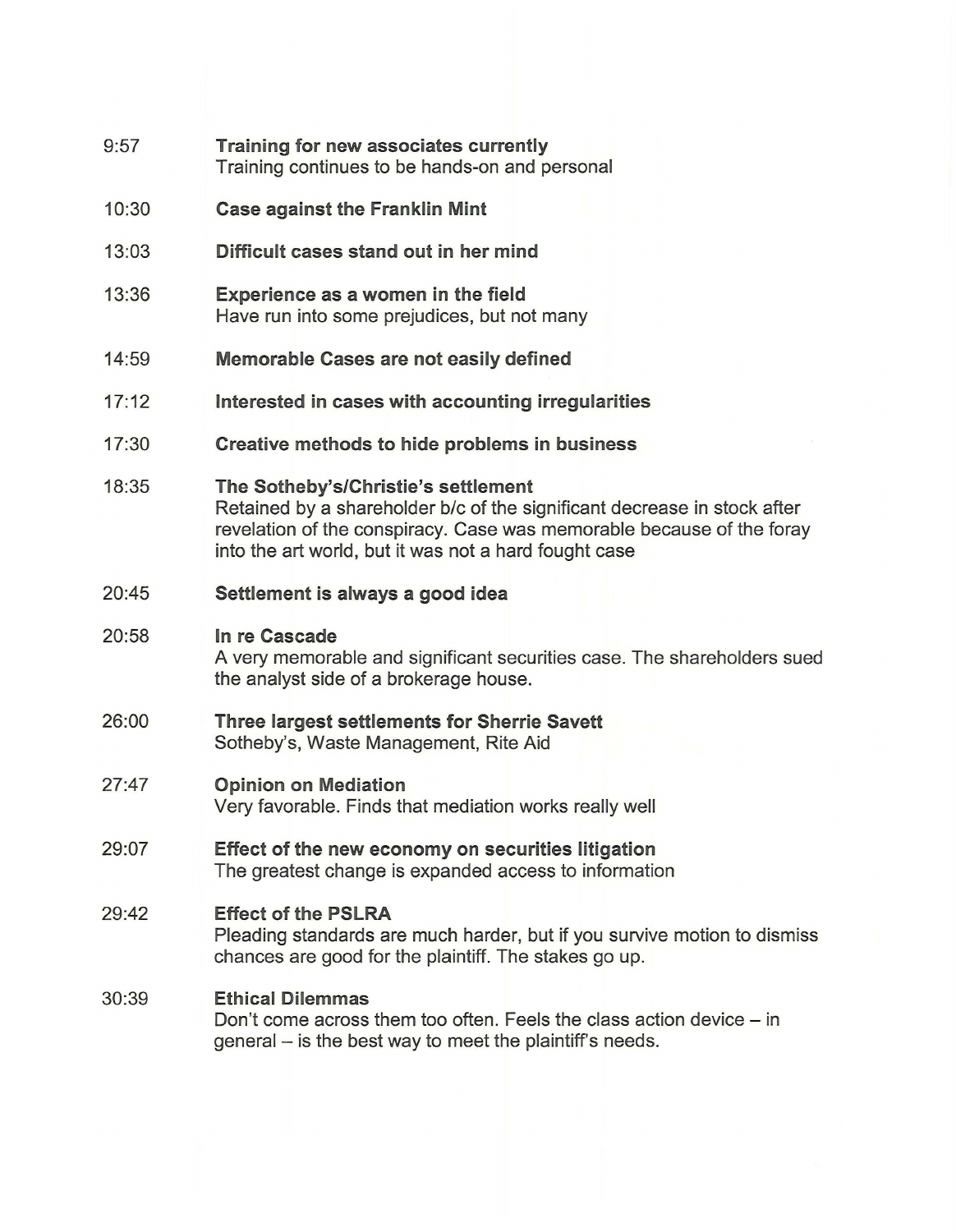9:57 **Training for new associates currently**
Training continues to be hands-on and personal

10:30 **Case against the Franklin Mint**

13:03 **Difficult cases stand out in her mind**

13:36 **Experience as a women in the field**
Have run into some prejudices, but not many

14:59 **Memorable Cases are not easily defined**

17:12 **Interested in cases with accounting irregularities**

17:30 **Creative methods to hide problems in business**

18:35 **The Sotheby's/Christie's settlement**
Retained by a shareholder b/c of the significant decrease in stock after revelation of the conspiracy. Case was memorable because of the foray into the art world, but it was not a hard fought case

20:45 **Settlement is always a good idea**

20:58 **In re Cascade**
A very memorable and significant securities case. The shareholders sued the analyst side of a brokerage house.

26:00 **Three largest settlements for Sherrie Savett**
Sotheby's, Waste Management, Rite Aid

27:47 **Opinion on Mediation**
Very favorable. Finds that mediation works really well

29:07 **Effect of the new economy on securities litigation**
The greatest change is expanded access to information

29:42 **Effect of the PSLRA**
Pleading standards are much harder, but if you survive motion to dismiss chances are good for the plaintiff. The stakes go up.

30:39 **Ethical Dilemmas**
Don't come across them too often. Feels the class action device – in general – is the best way to meet the plaintiff's needs.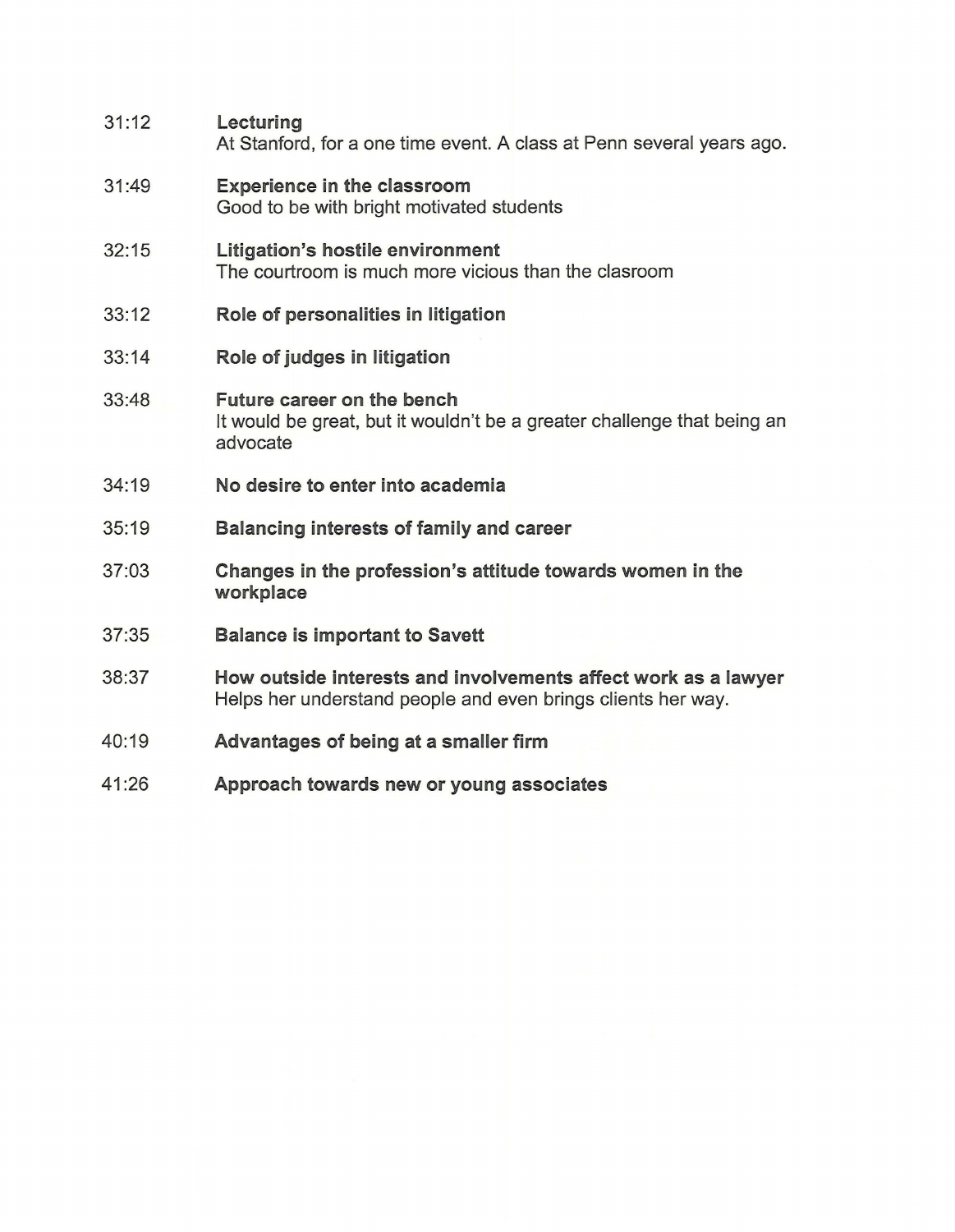31:12 **Lecturing**
At Stanford, for a one time event. A class at Penn several years ago.

31:49 **Experience in the classroom**
Good to be with bright motivated students

32:15 **Litigation's hostile environment**
The courtroom is much more vicious than the clasroom

33:12 **Role of personalities in litigation**

33:14 **Role of judges in litigation**

33:48 **Future career on the bench**
It would be great, but it wouldn't be a greater challenge that being an advocate

34:19 **No desire to enter into academia**

35:19 **Balancing interests of family and career**

37:03 **Changes in the profession's attitude towards women in the workplace**

37:35 **Balance is important to Savett**

38:37 **How outside interests and involvements affect work as a lawyer**
Helps her understand people and even brings clients her way.

40:19 **Advantages of being at a smaller firm**

41:26 **Approach towards new or young associates**